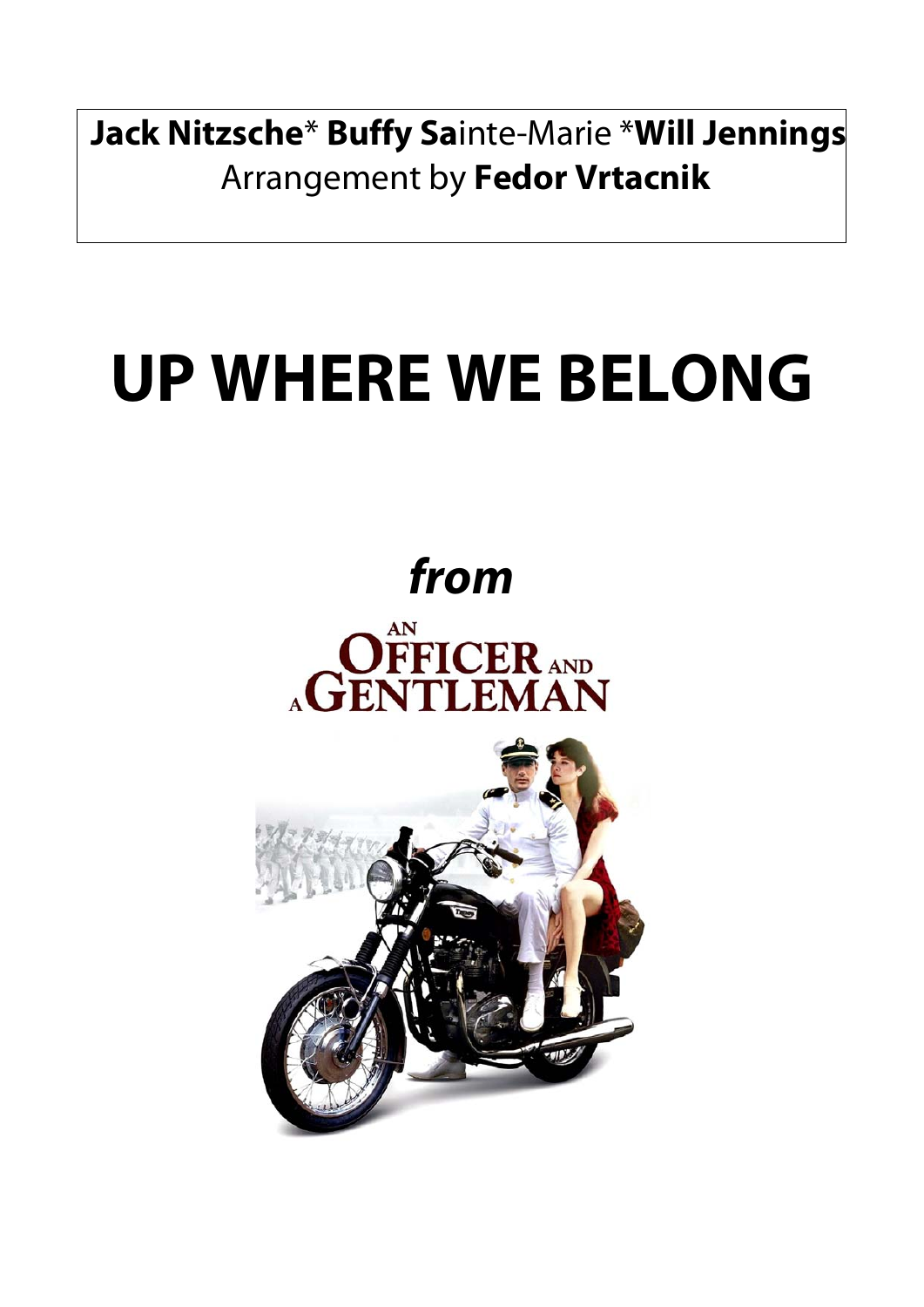**Jack Nitzsche*** **Buffy Sa**inte-Marie ***Will Jennings**
Arrangement by **Fedor Vrtacnik**

# UP WHERE WE BELONG

***from***

AN OFFICER AND A GENTLEMAN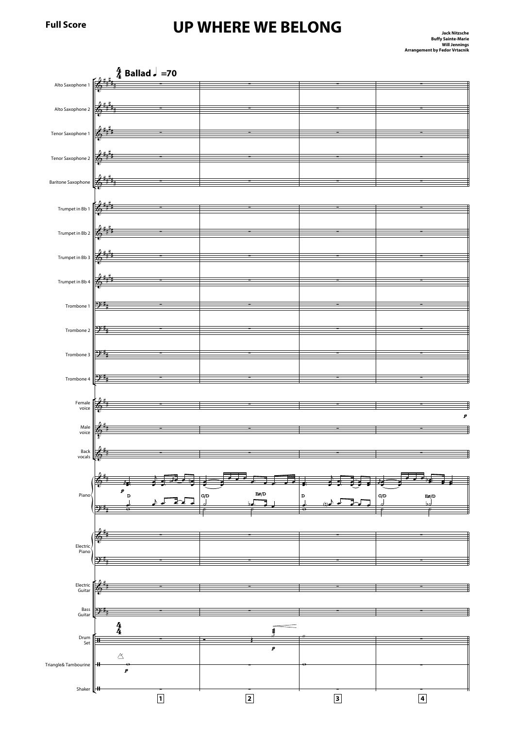Full Score

# UP WHERE WE BELONG

Jack Nitzsche
Buffy Sainte-Marie
Will Jennings
Arrangement by Fedor Vrtacnik

4/4 Ballad ♩ =70

Alto Saxophone 1
Alto Saxophone 2
Tenor Saxophone 1
Tenor Saxophone 2
Baritone Saxophone
Trumpet in Bb 1
Trumpet in Bb 2
Trumpet in Bb 3
Trumpet in Bb 4
Trombone 1
Trombone 2
Trombone 3
Trombone 4
Female voice
Male voice
Back vocals
Piano
Electric Piano
Electric Guitar
Bass Guitar
Drum Set
Triangle& Tambourine
Shaker

D G/D E♭ø/D D G/D E♭ø/D

1 2 3 4